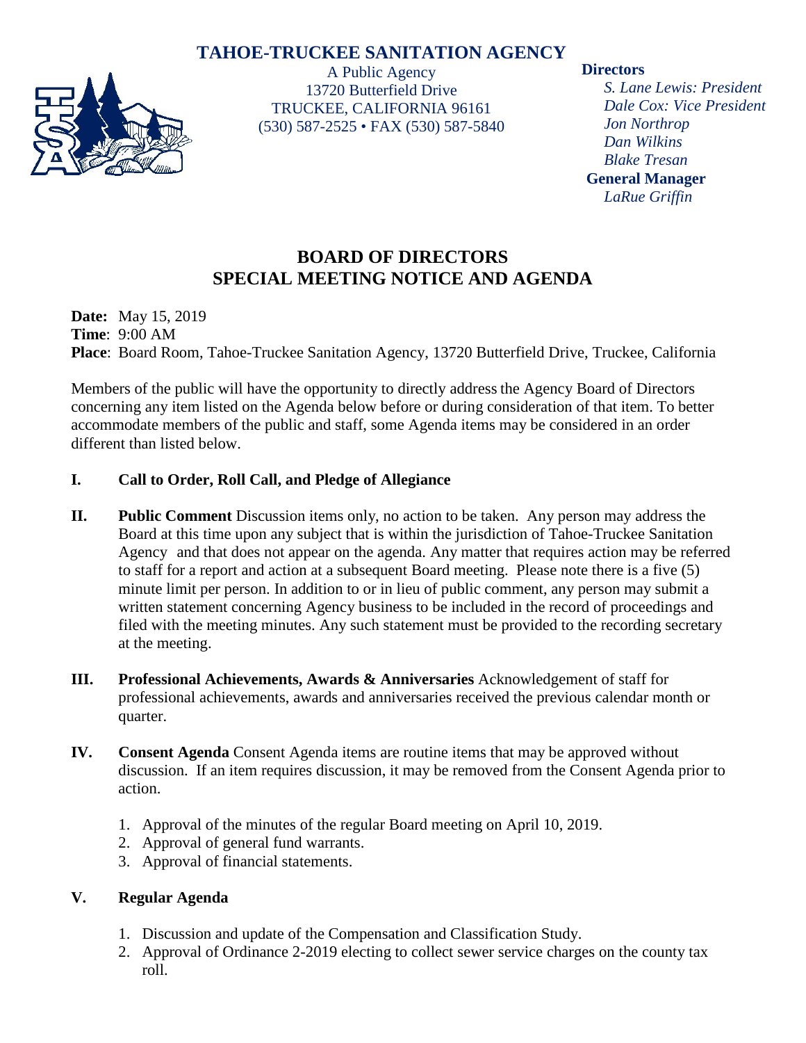# TAHOE-TRUCKEE SANITATION AGENCY

A Public Agency
13720 Butterfield Drive
TRUCKEE, CALIFORNIA 96161
(530) 587-2525 • FAX (530) 587-5840

**Directors**
*S. Lane Lewis: President*
*Dale Cox: Vice President*
*Jon Northrop*
*Dan Wilkins*
*Blake Tresan*

**General Manager**
*LaRue Griffin*

## BOARD OF DIRECTORS
## SPECIAL MEETING NOTICE AND AGENDA

**Date:** May 15, 2019
**Time**: 9:00 AM
**Place**: Board Room, Tahoe-Truckee Sanitation Agency, 13720 Butterfield Drive, Truckee, California

Members of the public will have the opportunity to directly address the Agency Board of Directors concerning any item listed on the Agenda below before or during consideration of that item. To better accommodate members of the public and staff, some Agenda items may be considered in an order different than listed below.

**I. Call to Order, Roll Call, and Pledge of Allegiance**

**II. Public Comment** Discussion items only, no action to be taken. Any person may address the Board at this time upon any subject that is within the jurisdiction of Tahoe-Truckee Sanitation Agency and that does not appear on the agenda. Any matter that requires action may be referred to staff for a report and action at a subsequent Board meeting. Please note there is a five (5) minute limit per person. In addition to or in lieu of public comment, any person may submit a written statement concerning Agency business to be included in the record of proceedings and filed with the meeting minutes. Any such statement must be provided to the recording secretary at the meeting.

**III. Professional Achievements, Awards & Anniversaries** Acknowledgement of staff for professional achievements, awards and anniversaries received the previous calendar month or quarter.

**IV. Consent Agenda** Consent Agenda items are routine items that may be approved without discussion. If an item requires discussion, it may be removed from the Consent Agenda prior to action.

1. Approval of the minutes of the regular Board meeting on April 10, 2019.
2. Approval of general fund warrants.
3. Approval of financial statements.

**V. Regular Agenda**

1. Discussion and update of the Compensation and Classification Study.
2. Approval of Ordinance 2-2019 electing to collect sewer service charges on the county tax roll.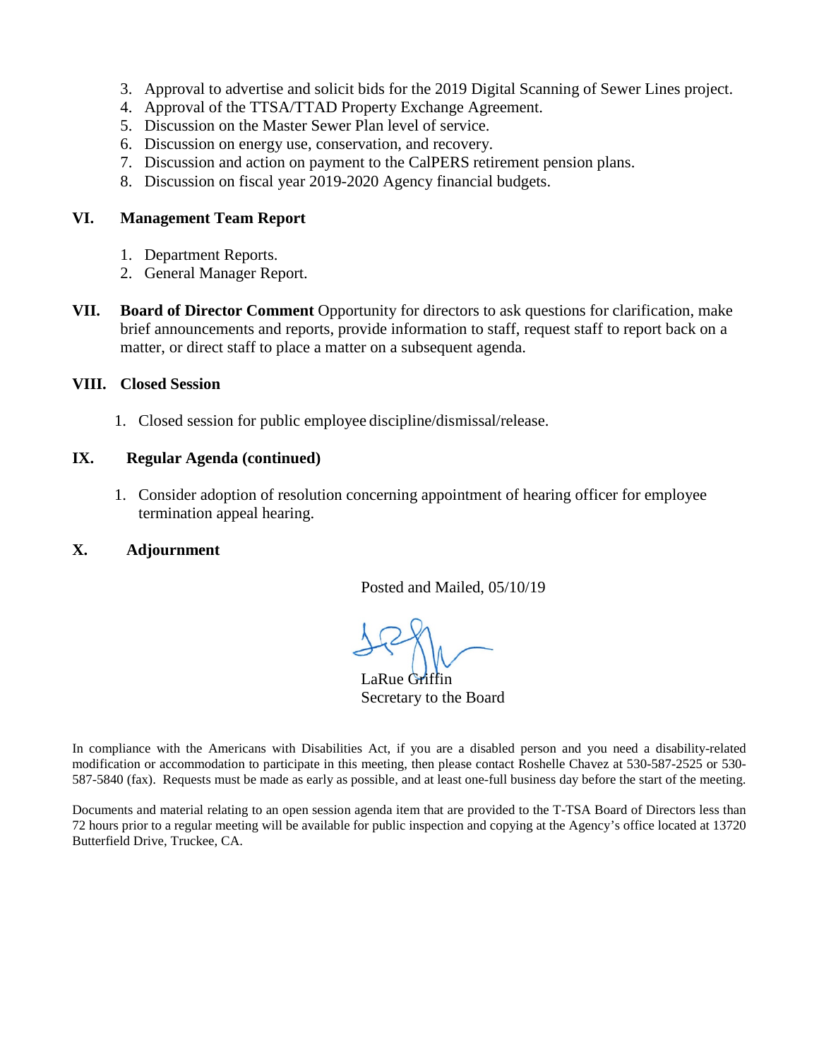3. Approval to advertise and solicit bids for the 2019 Digital Scanning of Sewer Lines project.
4. Approval of the TTSA/TTAD Property Exchange Agreement.
5. Discussion on the Master Sewer Plan level of service.
6. Discussion on energy use, conservation, and recovery.
7. Discussion and action on payment to the CalPERS retirement pension plans.
8. Discussion on fiscal year 2019-2020 Agency financial budgets.

## VI. Management Team Report

1. Department Reports.
2. General Manager Report.

## VII. Board of Director Comment

**Board of Director Comment** Opportunity for directors to ask questions for clarification, make brief announcements and reports, provide information to staff, request staff to report back on a matter, or direct staff to place a matter on a subsequent agenda.

## VIII. Closed Session

1. Closed session for public employee discipline/dismissal/release.

## IX. Regular Agenda (continued)

1. Consider adoption of resolution concerning appointment of hearing officer for employee termination appeal hearing.

## X. Adjournment

Posted and Mailed, 05/10/19

LaRue Griffin
Secretary to the Board

In compliance with the Americans with Disabilities Act, if you are a disabled person and you need a disability-related modification or accommodation to participate in this meeting, then please contact Roshelle Chavez at 530-587-2525 or 530-587-5840 (fax). Requests must be made as early as possible, and at least one-full business day before the start of the meeting.

Documents and material relating to an open session agenda item that are provided to the T-TSA Board of Directors less than 72 hours prior to a regular meeting will be available for public inspection and copying at the Agency's office located at 13720 Butterfield Drive, Truckee, CA.